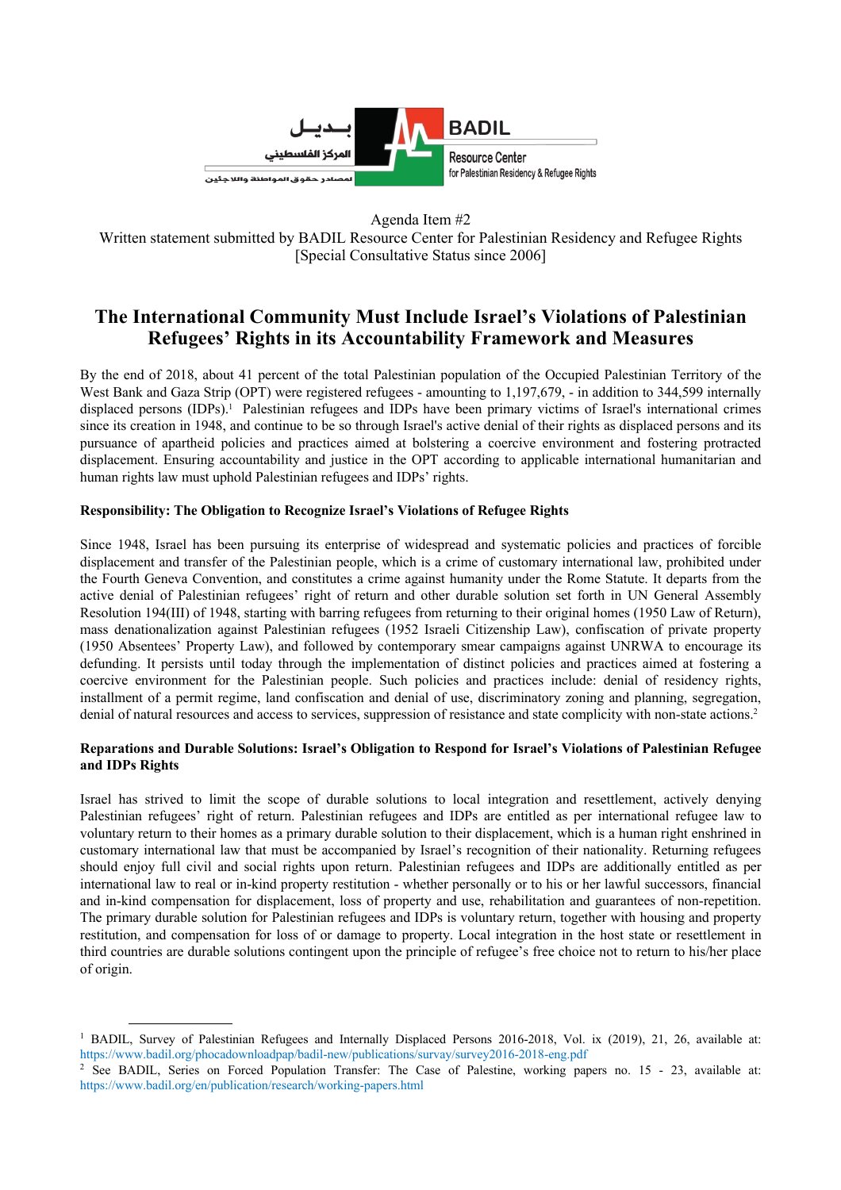بديـل
المركز الفلسطيني
لمصادر حقوق المواطنة واللاجئين

BADIL
Resource Center
for Palestinian Residency & Refugee Rights

Agenda Item #2
Written statement submitted by BADIL Resource Center for Palestinian Residency and Refugee Rights
[Special Consultative Status since 2006]

# The International Community Must Include Israel's Violations of Palestinian Refugees' Rights in its Accountability Framework and Measures

By the end of 2018, about 41 percent of the total Palestinian population of the Occupied Palestinian Territory of the West Bank and Gaza Strip (OPT) were registered refugees - amounting to 1,197,679, - in addition to 344,599 internally displaced persons (IDPs).[1] Palestinian refugees and IDPs have been primary victims of Israel's international crimes since its creation in 1948, and continue to be so through Israel's active denial of their rights as displaced persons and its pursuance of apartheid policies and practices aimed at bolstering a coercive environment and fostering protracted displacement. Ensuring accountability and justice in the OPT according to applicable international humanitarian and human rights law must uphold Palestinian refugees and IDPs' rights.

**Responsibility: The Obligation to Recognize Israel's Violations of Refugee Rights**

Since 1948, Israel has been pursuing its enterprise of widespread and systematic policies and practices of forcible displacement and transfer of the Palestinian people, which is a crime of customary international law, prohibited under the Fourth Geneva Convention, and constitutes a crime against humanity under the Rome Statute. It departs from the active denial of Palestinian refugees' right of return and other durable solution set forth in UN General Assembly Resolution 194(III) of 1948, starting with barring refugees from returning to their original homes (1950 Law of Return), mass denationalization against Palestinian refugees (1952 Israeli Citizenship Law), confiscation of private property (1950 Absentees' Property Law), and followed by contemporary smear campaigns against UNRWA to encourage its defunding. It persists until today through the implementation of distinct policies and practices aimed at fostering a coercive environment for the Palestinian people. Such policies and practices include: denial of residency rights, installment of a permit regime, land confiscation and denial of use, discriminatory zoning and planning, segregation, denial of natural resources and access to services, suppression of resistance and state complicity with non-state actions.[2]

**Reparations and Durable Solutions: Israel's Obligation to Respond for Israel's Violations of Palestinian Refugee and IDPs Rights**

Israel has strived to limit the scope of durable solutions to local integration and resettlement, actively denying Palestinian refugees' right of return. Palestinian refugees and IDPs are entitled as per international refugee law to voluntary return to their homes as a primary durable solution to their displacement, which is a human right enshrined in customary international law that must be accompanied by Israel's recognition of their nationality. Returning refugees should enjoy full civil and social rights upon return. Palestinian refugees and IDPs are additionally entitled as per international law to real or in-kind property restitution - whether personally or to his or her lawful successors, financial and in-kind compensation for displacement, loss of property and use, rehabilitation and guarantees of non-repetition. The primary durable solution for Palestinian refugees and IDPs is voluntary return, together with housing and property restitution, and compensation for loss of or damage to property. Local integration in the host state or resettlement in third countries are durable solutions contingent upon the principle of refugee's free choice not to return to his/her place of origin.

---

[1] BADIL, Survey of Palestinian Refugees and Internally Displaced Persons 2016-2018, Vol. ix (2019), 21, 26, available at: https://www.badil.org/phocadownloadpap/badil-new/publications/survay/survey2016-2018-eng.pdf

[2] See BADIL, Series on Forced Population Transfer: The Case of Palestine, working papers no. 15 - 23, available at: https://www.badil.org/en/publication/research/working-papers.html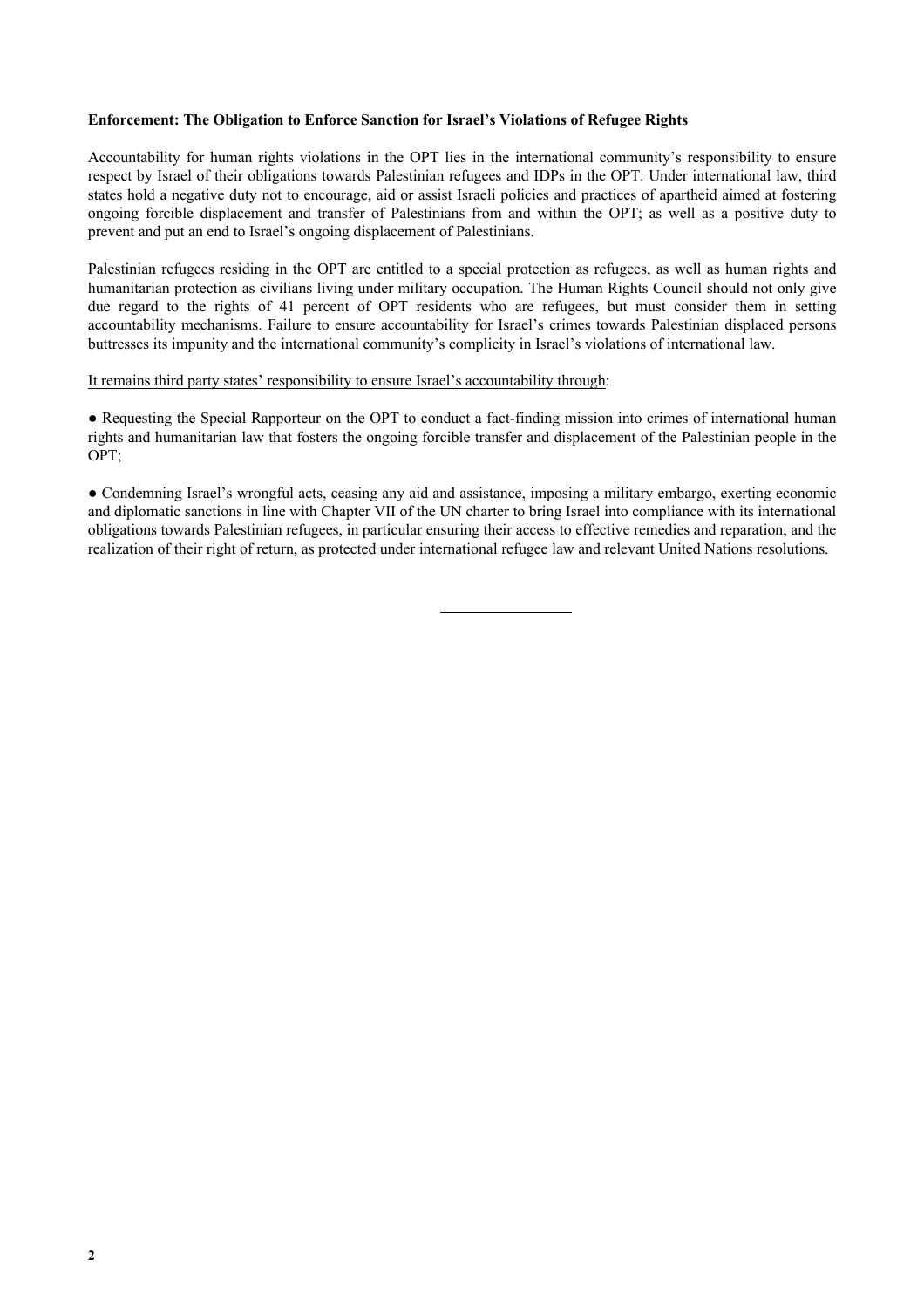**Enforcement: The Obligation to Enforce Sanction for Israel's Violations of Refugee Rights**

Accountability for human rights violations in the OPT lies in the international community's responsibility to ensure respect by Israel of their obligations towards Palestinian refugees and IDPs in the OPT. Under international law, third states hold a negative duty not to encourage, aid or assist Israeli policies and practices of apartheid aimed at fostering ongoing forcible displacement and transfer of Palestinians from and within the OPT; as well as a positive duty to prevent and put an end to Israel's ongoing displacement of Palestinians.

Palestinian refugees residing in the OPT are entitled to a special protection as refugees, as well as human rights and humanitarian protection as civilians living under military occupation. The Human Rights Council should not only give due regard to the rights of 41 percent of OPT residents who are refugees, but must consider them in setting accountability mechanisms. Failure to ensure accountability for Israel's crimes towards Palestinian displaced persons buttresses its impunity and the international community's complicity in Israel's violations of international law.

<u>It remains third party states' responsibility to ensure Israel's accountability through</u>:

● Requesting the Special Rapporteur on the OPT to conduct a fact-finding mission into crimes of international human rights and humanitarian law that fosters the ongoing forcible transfer and displacement of the Palestinian people in the OPT;

● Condemning Israel's wrongful acts, ceasing any aid and assistance, imposing a military embargo, exerting economic and diplomatic sanctions in line with Chapter VII of the UN charter to bring Israel into compliance with its international obligations towards Palestinian refugees, in particular ensuring their access to effective remedies and reparation, and the realization of their right of return, as protected under international refugee law and relevant United Nations resolutions.